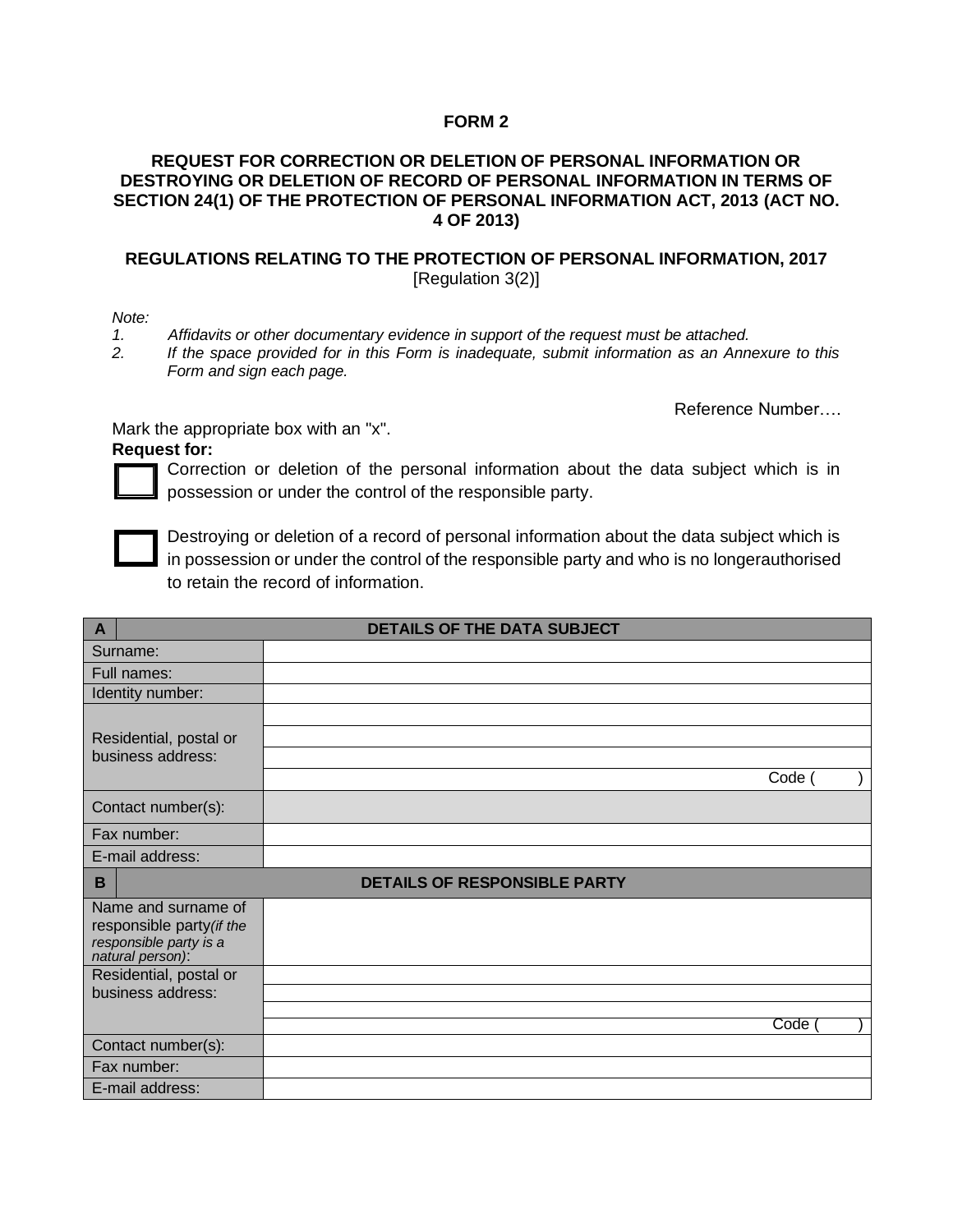**FORM 2**

**REQUEST FOR CORRECTION OR DELETION OF PERSONAL INFORMATION OR DESTROYING OR DELETION OF RECORD OF PERSONAL INFORMATION IN TERMS OF SECTION 24(1) OF THE PROTECTION OF PERSONAL INFORMATION ACT, 2013 (ACT NO. 4 OF 2013)**

**REGULATIONS RELATING TO THE PROTECTION OF PERSONAL INFORMATION, 2017**
[Regulation 3(2)]

*Note:*

*1. Affidavits or other documentary evidence in support of the request must be attached.*

*2. If the space provided for in this Form is inadequate, submit information as an Annexure to this Form and sign each page.*

Reference Number….

Mark the appropriate box with an "x".

**Request for:**

☐ Correction or deletion of the personal information about the data subject which is in possession or under the control of the responsible party.

☐ Destroying or deletion of a record of personal information about the data subject which is in possession or under the control of the responsible party and who is no longerauthorised to retain the record of information.

| **A** | **DETAILS OF THE DATA SUBJECT** |
|---|---|
| Surname: | |
| Full names: | |
| Identity number: | |
| Residential, postal or business address: | |
| | |
| | |
| | Code ( ) |
| Contact number(s): | |
| Fax number: | |
| E-mail address: | |
| **B** | **DETAILS OF RESPONSIBLE PARTY** |
| Name and surname of responsible party *(if the responsible party is a natural person)*: | |
| Residential, postal or business address: | |
| | |
| | |
| | Code ( ) |
| Contact number(s): | |
| Fax number: | |
| E-mail address: | |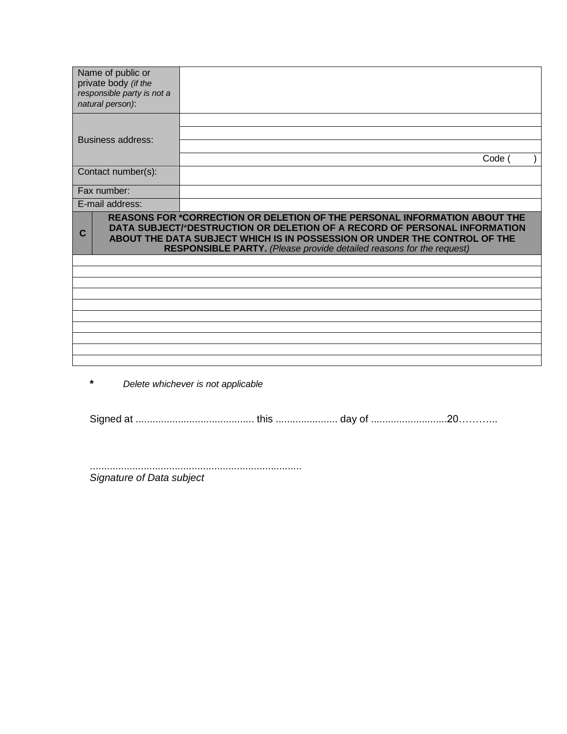| | |
|---|---|
| Name of public or private body *(if the responsible party is not a natural person)*: | |
| Business address: | |
| | |
| | |
| | Code ( ) |
| Contact number(s): | |
| Fax number: | |
| E-mail address: | |

| | |
|---|---|
| **C** | **REASONS FOR \*CORRECTION OR DELETION OF THE PERSONAL INFORMATION ABOUT THE DATA SUBJECT/\*DESTRUCTION OR DELETION OF A RECORD OF PERSONAL INFORMATION ABOUT THE DATA SUBJECT WHICH IS IN POSSESSION OR UNDER THE CONTROL OF THE RESPONSIBLE PARTY.** *(Please provide detailed reasons for the request)* |
| | |
| | |
| | |
| | |
| | |
| | |
| | |
| | |
| | |
| | |

**\*** *Delete whichever is not applicable*

Signed at .......................................... this ...................... day of ...........................20………..

...........................................................................
*Signature of Data subject*